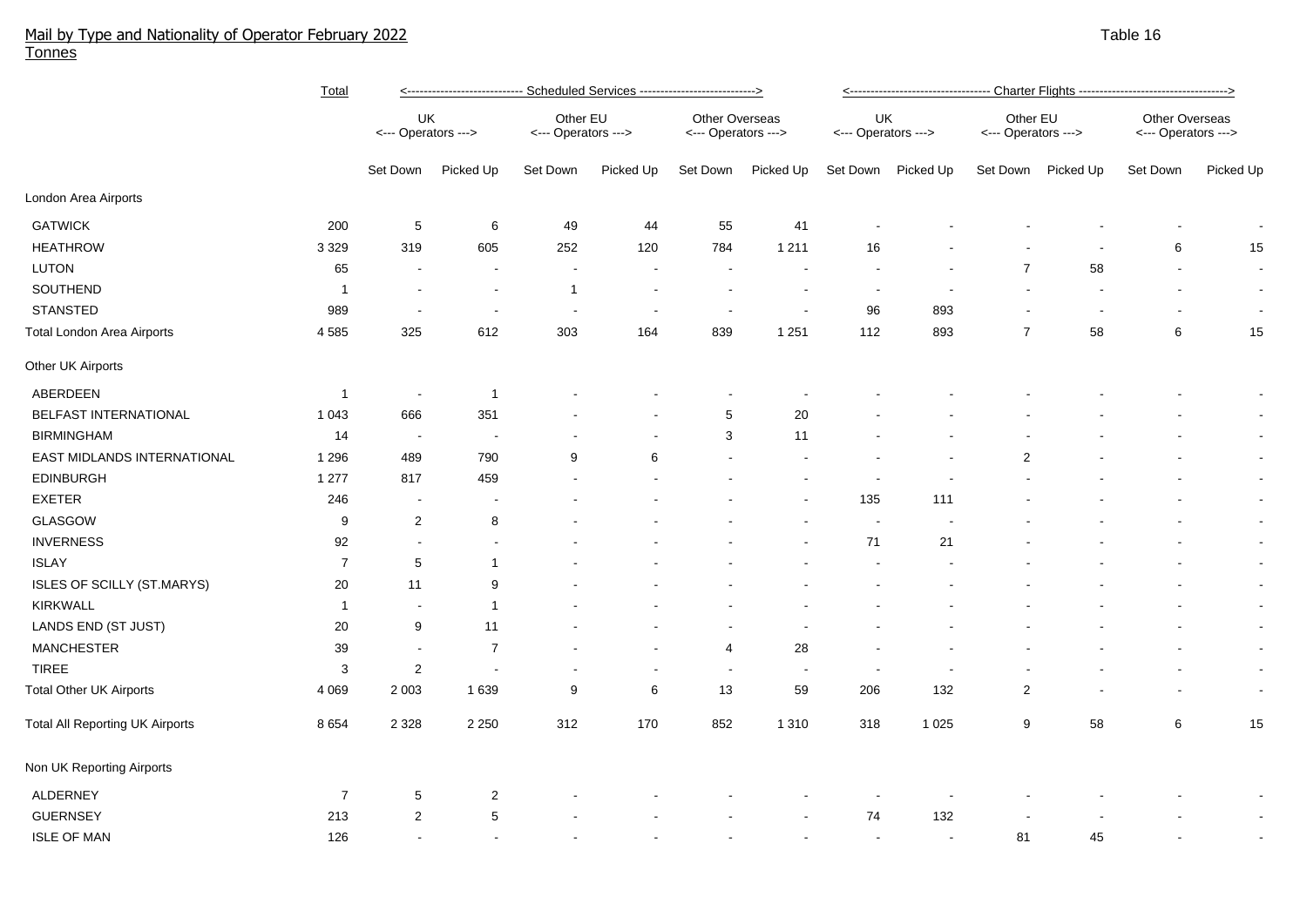# Mail by Type and Nationality of Operator February 2022

Tonnes

Table 16

| | Total | Scheduled Services | | | | | | Charter Flights | | | | | |
|---|---|---|---|---|---|---|---|---|---|---|---|---|---|
| | | UK <--- Operators ---> | | Other EU <--- Operators ---> | | Other Overseas <--- Operators ---> | | UK <--- Operators ---> | | Other EU <--- Operators ---> | | Other Overseas <--- Operators ---> | |
| | | Set Down | Picked Up | Set Down | Picked Up | Set Down | Picked Up | Set Down | Picked Up | Set Down | Picked Up | Set Down | Picked Up |
| London Area Airports | | | | | | | | | | | | | |
| GATWICK | 200 | 5 | 6 | 49 | 44 | 55 | 41 | - | - | - | - | - | - |
| HEATHROW | 3 329 | 319 | 605 | 252 | 120 | 784 | 1 211 | 16 | - | - | - | 6 | 15 |
| LUTON | 65 | - | - | - | - | - | - | - | - | 7 | 58 | - | - |
| SOUTHEND | 1 | - | - | 1 | - | - | - | - | - | - | - | - | - |
| STANSTED | 989 | - | - | - | - | - | - | 96 | 893 | - | - | - | - |
| Total London Area Airports | 4 585 | 325 | 612 | 303 | 164 | 839 | 1 251 | 112 | 893 | 7 | 58 | 6 | 15 |
| Other UK Airports | | | | | | | | | | | | | |
| ABERDEEN | 1 | - | 1 | - | - | - | - | - | - | - | - | - | - |
| BELFAST INTERNATIONAL | 1 043 | 666 | 351 | - | - | 5 | 20 | - | - | - | - | - | - |
| BIRMINGHAM | 14 | - | - | - | - | 3 | 11 | - | - | - | - | - | - |
| EAST MIDLANDS INTERNATIONAL | 1 296 | 489 | 790 | 9 | 6 | - | - | - | - | 2 | - | - | - |
| EDINBURGH | 1 277 | 817 | 459 | - | - | - | - | - | - | - | - | - | - |
| EXETER | 246 | - | - | - | - | - | - | 135 | 111 | - | - | - | - |
| GLASGOW | 9 | 2 | 8 | - | - | - | - | - | - | - | - | - | - |
| INVERNESS | 92 | - | - | - | - | - | - | 71 | 21 | - | - | - | - |
| ISLAY | 7 | 5 | 1 | - | - | - | - | - | - | - | - | - | - |
| ISLES OF SCILLY (ST.MARYS) | 20 | 11 | 9 | - | - | - | - | - | - | - | - | - | - |
| KIRKWALL | 1 | - | 1 | - | - | - | - | - | - | - | - | - | - |
| LANDS END (ST JUST) | 20 | 9 | 11 | - | - | - | - | - | - | - | - | - | - |
| MANCHESTER | 39 | - | 7 | - | - | 4 | 28 | - | - | - | - | - | - |
| TIREE | 3 | 2 | - | - | - | - | - | - | - | - | - | - | - |
| Total Other UK Airports | 4 069 | 2 003 | 1 639 | 9 | 6 | 13 | 59 | 206 | 132 | 2 | - | - | - |
| Total All Reporting UK Airports | 8 654 | 2 328 | 2 250 | 312 | 170 | 852 | 1 310 | 318 | 1 025 | 9 | 58 | 6 | 15 |
| Non UK Reporting Airports | | | | | | | | | | | | | |
| ALDERNEY | 7 | 5 | 2 | - | - | - | - | - | - | - | - | - | - |
| GUERNSEY | 213 | 2 | 5 | - | - | - | - | 74 | 132 | - | - | - | - |
| ISLE OF MAN | 126 | - | - | - | - | - | - | - | - | 81 | 45 | - | - |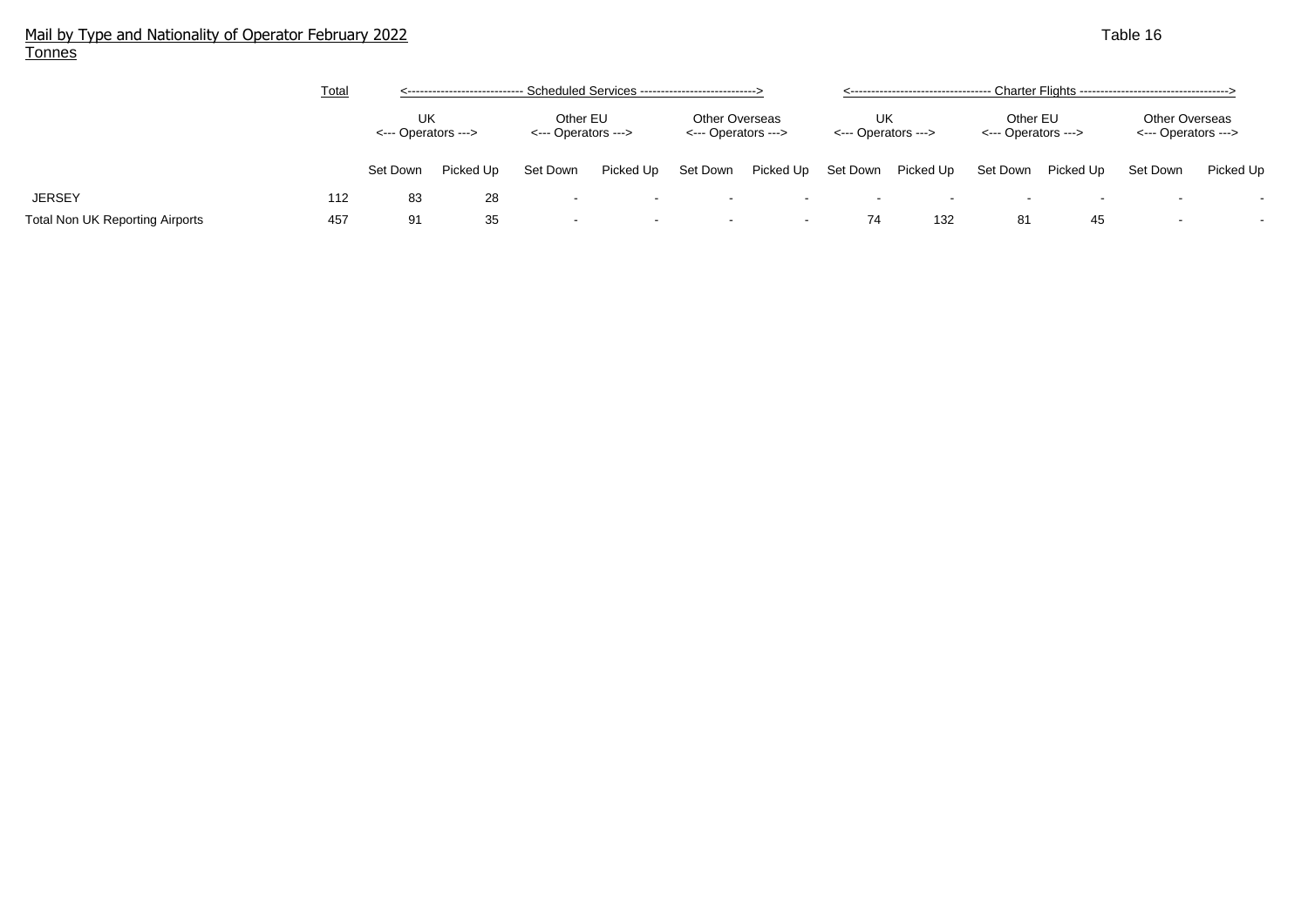Mail by Type and Nationality of Operator February 2022

Tonnes

Table 16

| | Total | Scheduled Services | | | | | | Charter Flights | | | | | |
|---|---|---|---|---|---|---|---|---|---|---|---|---|---|
| | | UK <--- Operators ---> | | Other EU <--- Operators ---> | | Other Overseas <--- Operators ---> | | UK <--- Operators ---> | | Other EU <--- Operators ---> | | Other Overseas <--- Operators ---> | |
| | | Set Down | Picked Up | Set Down | Picked Up | Set Down | Picked Up | Set Down | Picked Up | Set Down | Picked Up | Set Down | Picked Up |
| JERSEY | 112 | 83 | 28 | - | - | - | - | - | - | - | - | - | - |
| Total Non UK Reporting Airports | 457 | 91 | 35 | - | - | - | - | 74 | 132 | 81 | 45 | - | - |